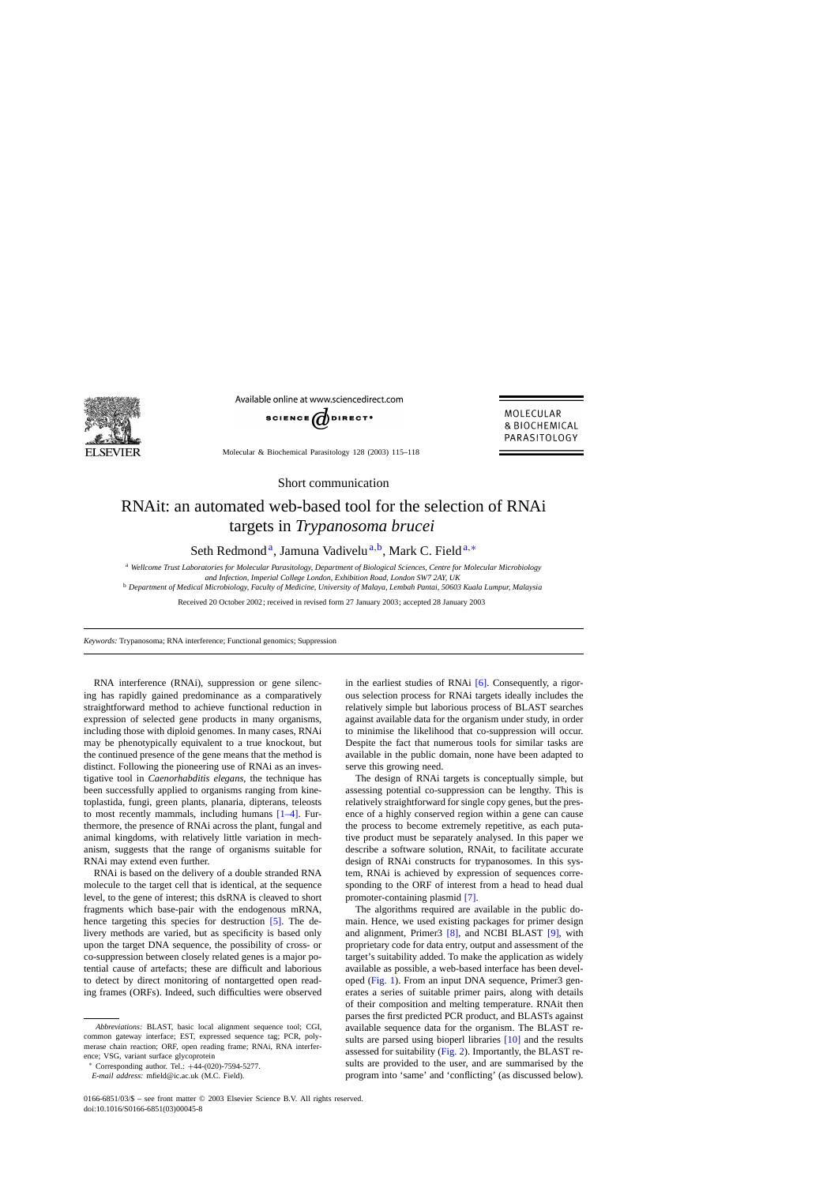Short communication

# RNAit: an automated web-based tool for the selection of RNAi targets in *Trypanosoma brucei*

Seth Redmond [a], Jamuna Vadivelu [a,b], Mark C. Field [a,*]

[a] *Wellcome Trust Laboratories for Molecular Parasitology, Department of Biological Sciences, Centre for Molecular Microbiology and Infection, Imperial College London, Exhibition Road, London SW7 2AY, UK*

[b] *Department of Medical Microbiology, Faculty of Medicine, University of Malaya, Lembah Pantai, 50603 Kuala Lumpur, Malaysia*

Received 20 October 2002; received in revised form 27 January 2003; accepted 28 January 2003

*Keywords:* Trypanosoma; RNA interference; Functional genomics; Suppression

RNA interference (RNAi), suppression or gene silencing has rapidly gained predominance as a comparatively straightforward method to achieve functional reduction in expression of selected gene products in many organisms, including those with diploid genomes. In many cases, RNAi may be phenotypically equivalent to a true knockout, but the continued presence of the gene means that the method is distinct. Following the pioneering use of RNAi as an investigative tool in *Caenorhabditis elegans*, the technique has been successfully applied to organisms ranging from kinetoplastida, fungi, green plants, planaria, dipterans, teleosts to most recently mammals, including humans [1–4]. Furthermore, the presence of RNAi across the plant, fungal and animal kingdoms, with relatively little variation in mechanism, suggests that the range of organisms suitable for RNAi may extend even further.

RNAi is based on the delivery of a double stranded RNA molecule to the target cell that is identical, at the sequence level, to the gene of interest; this dsRNA is cleaved to short fragments which base-pair with the endogenous mRNA, hence targeting this species for destruction [5]. The delivery methods are varied, but as specificity is based only upon the target DNA sequence, the possibility of cross- or co-suppression between closely related genes is a major potential cause of artefacts; these are difficult and laborious to detect by direct monitoring of nontargetted open reading frames (ORFs). Indeed, such difficulties were observed in the earliest studies of RNAi [6]. Consequently, a rigorous selection process for RNAi targets ideally includes the relatively simple but laborious process of BLAST searches against available data for the organism under study, in order to minimise the likelihood that co-suppression will occur. Despite the fact that numerous tools for similar tasks are available in the public domain, none have been adapted to serve this growing need.

The design of RNAi targets is conceptually simple, but assessing potential co-suppression can be lengthy. This is relatively straightforward for single copy genes, but the presence of a highly conserved region within a gene can cause the process to become extremely repetitive, as each putative product must be separately analysed. In this paper we describe a software solution, RNAit, to facilitate accurate design of RNAi constructs for trypanosomes. In this system, RNAi is achieved by expression of sequences corresponding to the ORF of interest from a head to head dual promoter-containing plasmid [7].

The algorithms required are available in the public domain. Hence, we used existing packages for primer design and alignment, Primer3 [8], and NCBI BLAST [9], with proprietary code for data entry, output and assessment of the target's suitability added. To make the application as widely available as possible, a web-based interface has been developed (Fig. 1). From an input DNA sequence, Primer3 generates a series of suitable primer pairs, along with details of their composition and melting temperature. RNAit then parses the first predicted PCR product, and BLASTs against available sequence data for the organism. The BLAST results are parsed using bioperl libraries [10] and the results assessed for suitability (Fig. 2). Importantly, the BLAST results are provided to the user, and are summarised by the program into 'same' and 'conflicting' (as discussed below).

*Abbreviations:* BLAST, basic local alignment sequence tool; CGI, common gateway interface; EST, expressed sequence tag; PCR, polymerase chain reaction; ORF, open reading frame; RNAi, RNA interference; VSG, variant surface glycoprotein

\* Corresponding author. Tel.: +44-(020)-7594-5277.
*E-mail address:* mfield@ic.ac.uk (M.C. Field).

0166-6851/03/$ – see front matter © 2003 Elsevier Science B.V. All rights reserved.
doi:10.1016/S0166-6851(03)00045-8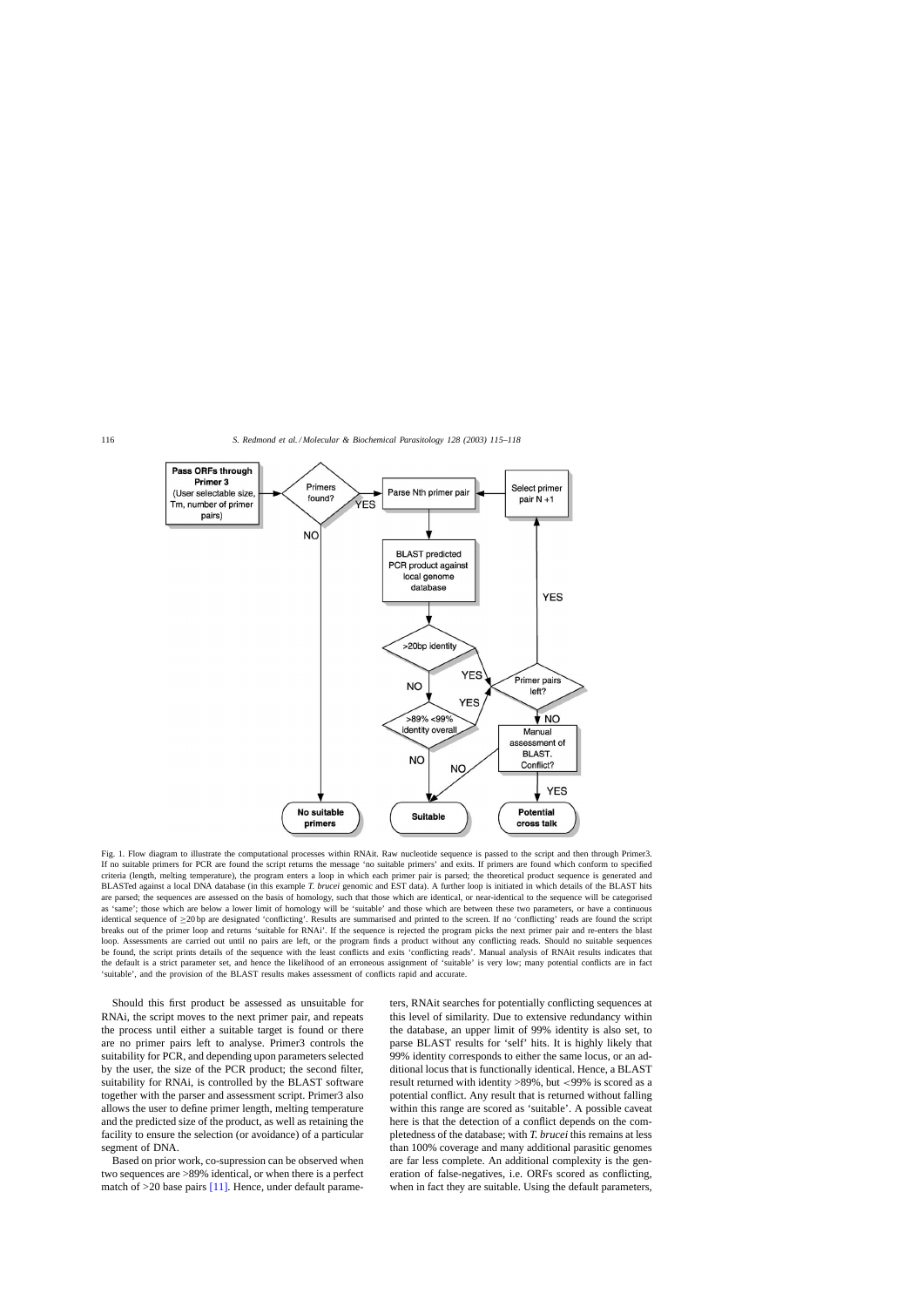Fig. 1. Flow diagram to illustrate the computational processes within RNAit. Raw nucleotide sequence is passed to the script and then through Primer3. If no suitable primers for PCR are found the script returns the message 'no suitable primers' and exits. If primers are found which conform to specified criteria (length, melting temperature), the program enters a loop in which each primer pair is parsed; the theoretical product sequence is generated and BLASTed against a local DNA database (in this example *T. brucei* genomic and EST data). A further loop is initiated in which details of the BLAST hits are parsed; the sequences are assessed on the basis of homology, such that those which are identical, or near-identical to the sequence will be categorised as 'same'; those which are below a lower limit of homology will be 'suitable' and those which are between these two parameters, or have a continuous identical sequence of ≥20 bp are designated 'conflicting'. Results are summarised and printed to the screen. If no 'conflicting' reads are found the script breaks out of the primer loop and returns 'suitable for RNAi'. If the sequence is rejected the program picks the next primer pair and re-enters the blast loop. Assessments are carried out until no pairs are left, or the program finds a product without any conflicting reads. Should no suitable sequences be found, the script prints details of the sequence with the least conflicts and exits 'conflicting reads'. Manual analysis of RNAit results indicates that the default is a strict parameter set, and hence the likelihood of an erroneous assignment of 'suitable' is very low; many potential conflicts are in fact 'suitable', and the provision of the BLAST results makes assessment of conflicts rapid and accurate.

Should this first product be assessed as unsuitable for RNAi, the script moves to the next primer pair, and repeats the process until either a suitable target is found or there are no primer pairs left to analyse. Primer3 controls the suitability for PCR, and depending upon parameters selected by the user, the size of the PCR product; the second filter, suitability for RNAi, is controlled by the BLAST software together with the parser and assessment script. Primer3 also allows the user to define primer length, melting temperature and the predicted size of the product, as well as retaining the facility to ensure the selection (or avoidance) of a particular segment of DNA.

Based on prior work, co-supression can be observed when two sequences are >89% identical, or when there is a perfect match of >20 base pairs [11]. Hence, under default parameters, RNAit searches for potentially conflicting sequences at this level of similarity. Due to extensive redundancy within the database, an upper limit of 99% identity is also set, to parse BLAST results for 'self' hits. It is highly likely that 99% identity corresponds to either the same locus, or an additional locus that is functionally identical. Hence, a BLAST result returned with identity >89%, but <99% is scored as a potential conflict. Any result that is returned without falling within this range are scored as 'suitable'. A possible caveat here is that the detection of a conflict depends on the completedness of the database; with *T. brucei* this remains at less than 100% coverage and many additional parasitic genomes are far less complete. An additional complexity is the generation of false-negatives, i.e. ORFs scored as conflicting, when in fact they are suitable. Using the default parameters,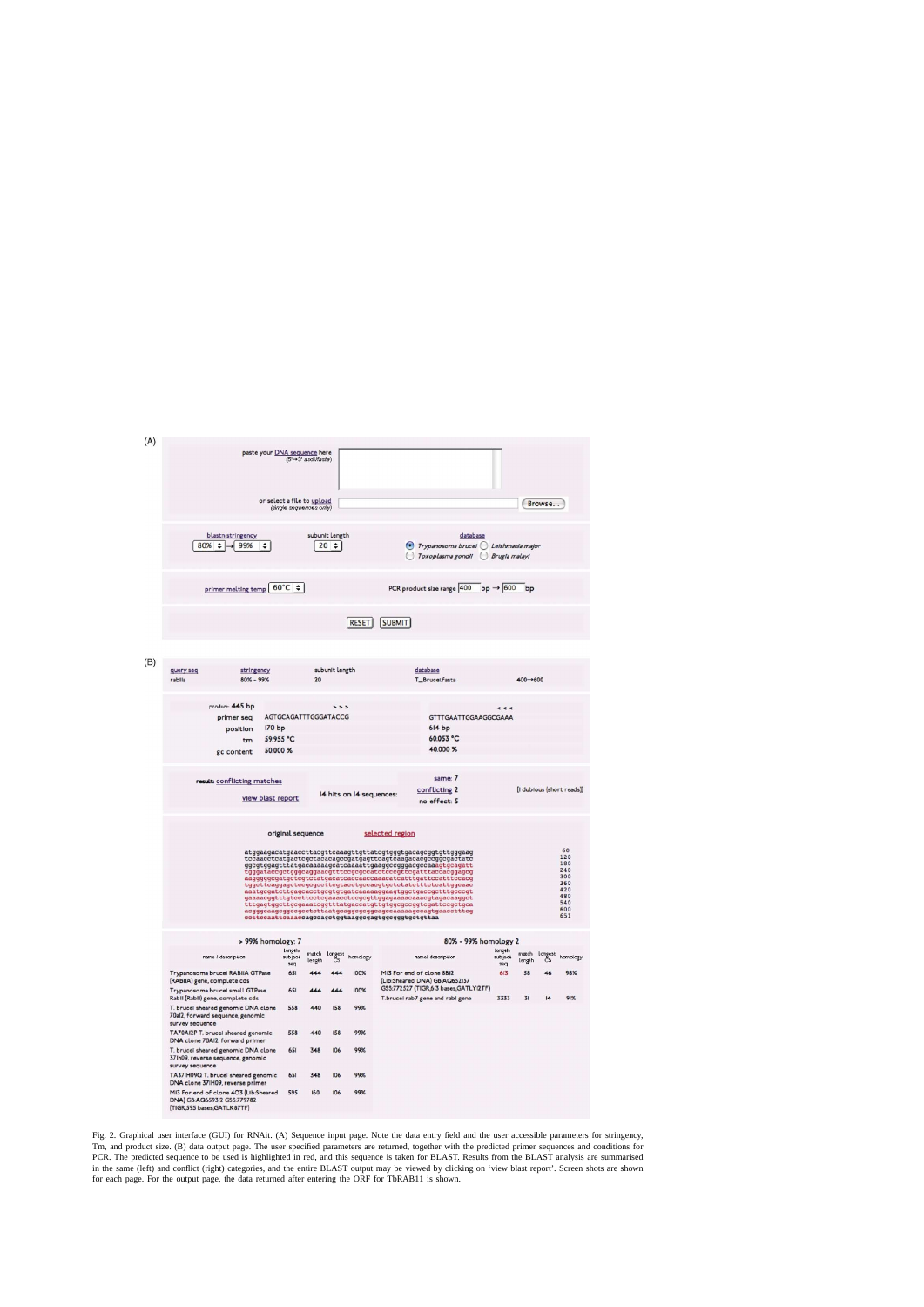(A)

paste your DNA sequence here
(5'→3' acid/fasta)

or select a file to upload
(single sequences only)

Browse...

blastn stringency 80% → 99%

subunit length 20

database

Trypanosoma brucei | Leishmania major | Toxoplasma gondii | Brugia malayi

primer melting temp 60°C

PCR product size range 400 bp → 600 bp

RESET SUBMIT

(B)

| query seq | stringency | subunit length | database | |
|---|---|---|---|---|
| rab11a | 80% – 99% | 20 | T_Brucei.fasta | 400→600 |

| product: 445 bp | > > > | < < < |
|---|---|---|
| primer seq | AGTGCAGATTTGGGATACCG | GTTTGAATTGGAAGGCGAAA |
| position | 170 bp | 614 bp |
| tm | 59.955 °C | 60.053 °C |
| gc content | 50.000 % | 40.000 % |

result: conflicting matches

view blast report

14 hits on 14 sequences:

same: 7
conflicting: 2 [1 dubious (short reads)]
no effect: 5

original sequence selected region

```
atggaagacatgaaccttacgttcaaagttgttatcgtgggtgacagcggtgttgggaag   60
tccaacctcatgactcgctacacagccgatgagttcagtcaagacacgcggcgactatc  120
ggcgtggagtttatgacaaaaagcatcaaaattgaaggccgggacgccaaagtgcagatt  180
tgggataccgctggcaggaacgtttccgcgccatctcccgttcgatttaccacggagcg  240
aaggggcgatgctcgtctatgacatcaccaaccaaacctcatttgattccatttcccg  300
tggcttcaggagctccgcgcttcgtacctgccacgtgctctatcttctcattggcaac  360
aaatgcgatctcgagcacctgcgtgtgatcaaaaaggaagtggctgaccgctttgcccgt  420
gaaaacggttttgtcctctcgaaacctccgcgttggagaaaaacaaacgtagacaaggct  480
tttgagtggcttgcgaaatcggtttatgaccatgttgtggcgccggtcgattccgctgca  540
acgggcaagcggccgcctcttaatgcaggcgcggcagcaaaaagccagtgaacctttcg  600
cctttccaattcaaaacagccagctggtaaaggcgagtggcgggtgctgttaa        651
```

> 99% homology: 7

| name / description | length subject seq | match length | longest CS | homology |
|---|---|---|---|---|
| Trypanosoma brucei RAB11A GTPase (RAB11A) gene, complete cds | 651 | 444 | 444 | 100% |
| Trypanosoma brucei small GTPase Rab11 (Rab11) gene, complete cds | 651 | 444 | 444 | 100% |
| T. brucei sheared genomic DNA clone 70A12, forward sequence, genomic survey sequence | 558 | 440 | 158 | 99% |
| TA70A12P T. brucei sheared genomic DNA clone 70A12, forward primer | 558 | 440 | 158 | 99% |
| T. brucei sheared genomic DNA clone 37IH09, reverse sequence, genomic survey sequence | 651 | 348 | 106 | 99% |
| TA37IH09Q T. brucei sheared genomic DNA clone 37IH09, reverse primer | 651 | 348 | 106 | 99% |
| M13 For end of clone 403 (Lib:Sheared DNA) GB:AQ659312 GSS:779782 (TIGR,595 bases,GATLK87TF) | 595 | 160 | 106 | 99% |

80% - 99% homology: 2

| name / description | length subject seq | match length | longest CS | homology |
|---|---|---|---|---|
| M13 For end of clone 8B12 (Lib:Sheared DNA) GB:AQ652137 GSS:772527 (TIGR,613 bases,GATLY2TF) | 613 | 58 | 46 | 98% |
| T.brucei rab7 gene and rab1 gene | 3333 | 31 | 14 | 91% |

Fig. 2. Graphical user interface (GUI) for RNAit. (A) Sequence input page. Note the data entry field and the user accessible parameters for stringency, Tm, and product size. (B) data output page. The user specified parameters are returned, together with the predicted primer sequences and conditions for PCR. The predicted sequence to be used is highlighted in red, and this sequence is taken for BLAST. Results from the BLAST analysis are summarised in the same (left) and conflict (right) categories, and the entire BLAST output may be viewed by clicking on 'view blast report'. Screen shots are shown for each page. For the output page, the data returned after entering the ORF for TbRAB11 is shown.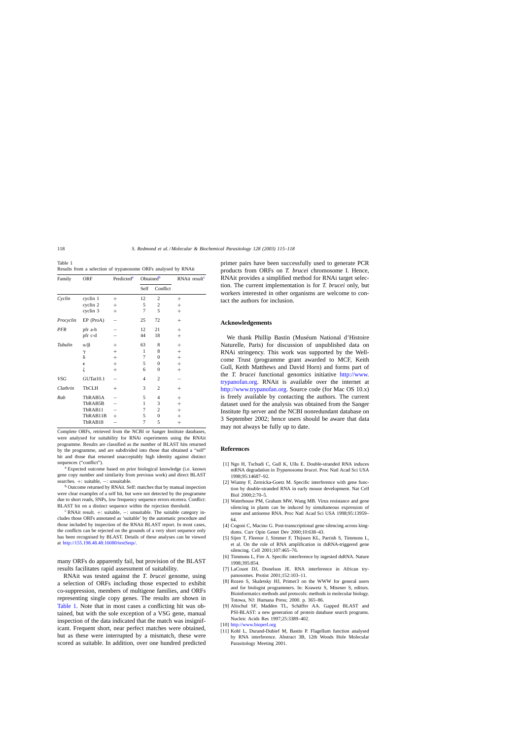Table 1
Results from a selection of trypanosome ORFs analysed by RNAit

| Family | ORF | Predicted[a] | Obtained[b] | | RNAit result[c] |
|---|---|---|---|---|---|
| | | | Self | Conflict | |
| *Cyclin* | cyclin 1 | + | 12 | 2 | + |
| | cyclin 2 | + | 5 | 2 | + |
| | cyclin 3 | + | 7 | 5 | + |
| *Procyclin* | EP (ProA) | − | 25 | 72 | + |
| *PFR* | pfr a-b | − | 12 | 21 | + |
| | pfr c-d | − | 44 | 18 | + |
| *Tubulin* | α/β | + | 63 | 8 | + |
| | γ | + | 1 | 8 | + |
| | δ | + | 7 | 0 | + |
| | ϵ | + | 5 | 0 | + |
| | ζ | + | 6 | 0 | + |
| *VSG* | GUTat10.1 | − | 4 | 2 | − |
| *Clathrin* | TbCLH | + | 3 | 2 | + |
| *Rab* | TbRAB5A | − | 5 | 4 | + |
| | TbRAB5B | − | 1 | 3 | + |
| | TbRAB11 | − | 7 | 2 | + |
| | TbRAB11B | + | 5 | 0 | + |
| | TbRAB18 | − | 7 | 5 | + |

Complete ORFs, retrieved from the NCBI or Sanger Institute databases, were analysed for suitability for RNAi experiments using the RNAit programme. Results are classified as the number of BLAST hits returned by the programme, and are subdivided into those that obtained a "self" hit and those that returned unacceptably high identity against distinct sequences ("conflict").

[a] Expected outcome based on prior biological knowledge (i.e. known gene copy number and similarity from previous work) and direct BLAST searches. +: suitable, −: unsuitable.

[b] Outcome returned by RNAit. Self: matches that by manual inspection were clear examples of a self hit, but were not detected by the programme due to short reads, SNPs, low frequency sequence errors etcetera. Conflict: BLAST hit on a distinct sequence within the rejection threshold.

[c] RNAit result. +: suitable, −: unsuitable. The suitable category includes those ORFs annotated as 'suitable' by the automatic procedure and those included by inspection of the RNAit BLAST report. In most cases, the conflicts can be rejected on the grounds of a very short sequence only has been recognised by BLAST. Details of these analyses can be viewed at http://155.198.48.48:16080/testSeqs/.

many ORFs do apparently fail, but provision of the BLAST results facilitates rapid assessment of suitability.

RNAit was tested against the *T. brucei* genome, using a selection of ORFs including those expected to exhibit co-suppression, members of multigene families, and ORFs representing single copy genes. The results are shown in Table 1. Note that in most cases a conflicting hit was obtained, but with the sole exception of a VSG gene, manual inspection of the data indicated that the match was insignificant. Frequent short, near perfect matches were obtained, but as these were interrupted by a mismatch, these were scored as suitable. In addition, over one hundred predicted primer pairs have been successfully used to generate PCR products from ORFs on *T. brucei* chromosome I. Hence, RNAit provides a simplified method for RNAi target selection. The current implementation is for *T. brucei* only, but workers interested in other organisms are welcome to contact the authors for inclusion.

## Acknowledgements

We thank Phillip Bastin (Muséum National d'Histoire Naturelle, Paris) for discussion of unpublished data on RNAi stringency. This work was supported by the Wellcome Trust (programme grant awarded to MCF, Keith Gull, Keith Matthews and David Horn) and forms part of the *T. brucei* functional genomics initiative http://www.trypanofan.org. RNAit is available over the internet at http://www.trypanofan.org. Source code (for Mac OS 10.x) is freely available by contacting the authors. The current dataset used for the analysis was obtained from the Sanger Institute ftp server and the NCBI nonredundant database on 3 September 2002; hence users should be aware that data may not always be fully up to date.

## References

[1] Ngo H, Tschudi C, Gull K, Ullu E. Double-stranded RNA induces mRNA degradation in *Trypanosoma brucei*. Proc Natl Acad Sci USA 1998;95:14687–92.

[2] Wianny F, Zernicka-Goetz M. Specific interference with gene function by double-stranded RNA in early mouse development. Nat Cell Biol 2000;2:70–5.

[3] Waterhouse PM, Graham MW, Wang MB. Virus resistance and gene silencing in plants can be induced by simultaneous expression of sense and antisense RNA. Proc Natl Acad Sci USA 1998;95:13959–64.

[4] Cogoni C, Macino G. Post-transcriptional gene silencing across kingdoms. Curr Opin Genet Dev 2000;10:638–43.

[5] Sijen T, Fleenor J, Simmer F, Thijssen KL, Parrish S, Timmons L, et al. On the role of RNA amplification in dsRNA-triggered gene silencing. Cell 2001;107:465–76.

[6] Timmons L, Fire A. Specific interference by ingested dsRNA. Nature 1998;395:854.

[7] LaCount DJ, Donelson JE. RNA interference in African trypanosomes. Protist 2001;152:103–11.

[8] Rozen S, Skaletsky HJ, Primer3 on the WWW for general users and for biologist programmers. In: Krawetz S, Misener S, editors. Bioinformatics methods and protocols: methods in molecular biology. Totowa, NJ: Humana Press; 2000. p. 365–86.

[9] Altschul SF, Madden TL, Schäffer AA. Gapped BLAST and PSI-BLAST: a new generation of protein database search programs. Nucleic Acids Res 1997;25:3389–402.

[10] http://www.bioperl.org

[11] Kohl L, Durand-Dubief M, Bastin P. Flagellum function analysed by RNA interference. Abstract 3B, 12th Woods Hole Molecular Parasitology Meeting 2001.